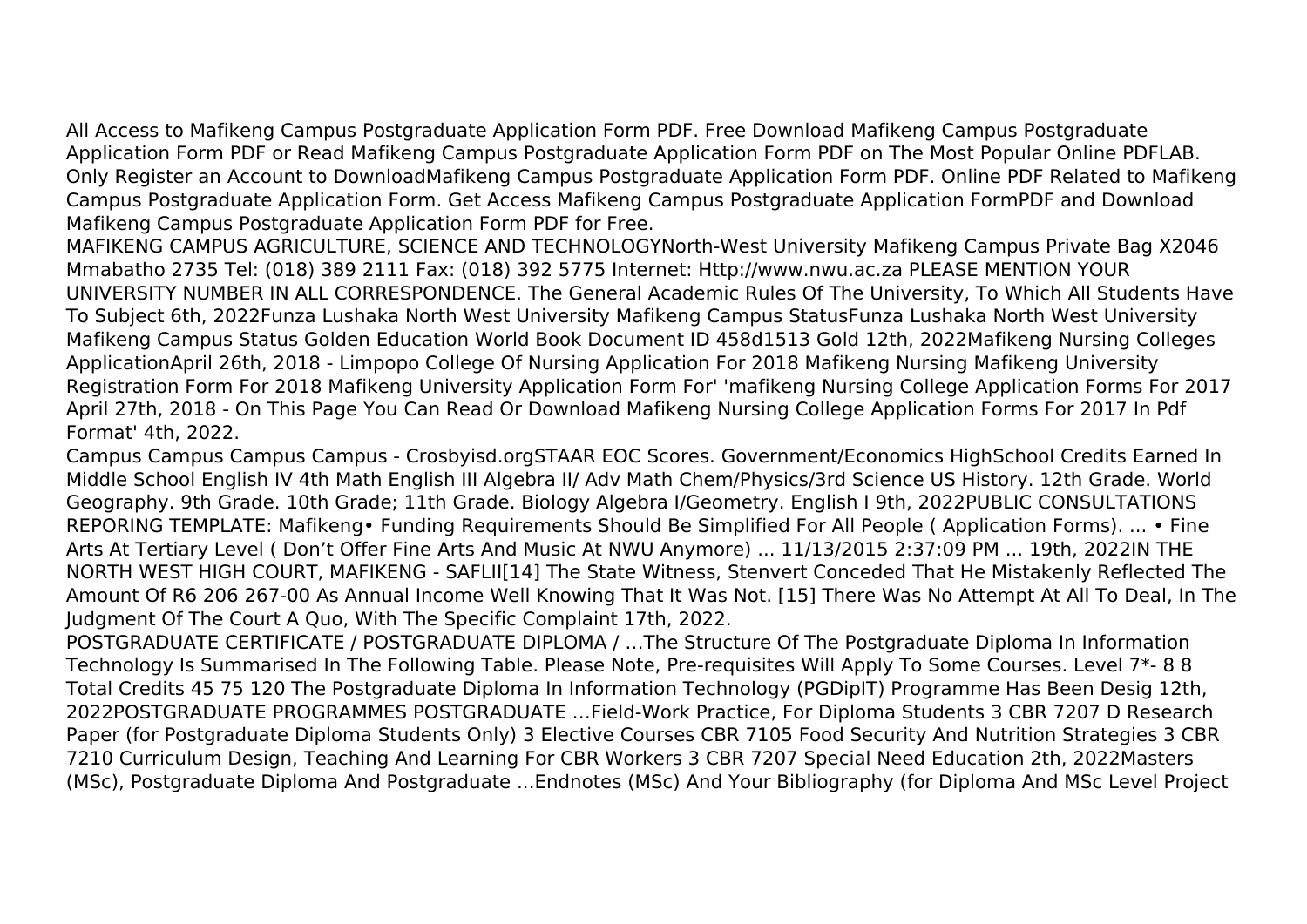All Access to Mafikeng Campus Postgraduate Application Form PDF. Free Download Mafikeng Campus Postgraduate Application Form PDF or Read Mafikeng Campus Postgraduate Application Form PDF on The Most Popular Online PDFLAB. Only Register an Account to DownloadMafikeng Campus Postgraduate Application Form PDF. Online PDF Related to Mafikeng Campus Postgraduate Application Form. Get Access Mafikeng Campus Postgraduate Application FormPDF and Download Mafikeng Campus Postgraduate Application Form PDF for Free.

MAFIKENG CAMPUS AGRICULTURE, SCIENCE AND TECHNOLOGYNorth-West University Mafikeng Campus Private Bag X2046 Mmabatho 2735 Tel: (018) 389 2111 Fax: (018) 392 5775 Internet: Http://www.nwu.ac.za PLEASE MENTION YOUR UNIVERSITY NUMBER IN ALL CORRESPONDENCE. The General Academic Rules Of The University, To Which All Students Have To Subject 6th, 2022Funza Lushaka North West University Mafikeng Campus StatusFunza Lushaka North West University Mafikeng Campus Status Golden Education World Book Document ID 458d1513 Gold 12th, 2022Mafikeng Nursing Colleges ApplicationApril 26th, 2018 - Limpopo College Of Nursing Application For 2018 Mafikeng Nursing Mafikeng University Registration Form For 2018 Mafikeng University Application Form For' 'mafikeng Nursing College Application Forms For 2017 April 27th, 2018 - On This Page You Can Read Or Download Mafikeng Nursing College Application Forms For 2017 In Pdf Format' 4th, 2022.

Campus Campus Campus Campus - Crosbyisd.orgSTAAR EOC Scores. Government/Economics HighSchool Credits Earned In Middle School English IV 4th Math English III Algebra II/ Adv Math Chem/Physics/3rd Science US History. 12th Grade. World Geography. 9th Grade. 10th Grade; 11th Grade. Biology Algebra I/Geometry. English I 9th, 2022PUBLIC CONSULTATIONS REPORING TEMPLATE: Mafikeng• Funding Requirements Should Be Simplified For All People ( Application Forms). ... • Fine Arts At Tertiary Level ( Don't Offer Fine Arts And Music At NWU Anymore) ... 11/13/2015 2:37:09 PM ... 19th, 2022IN THE NORTH WEST HIGH COURT, MAFIKENG - SAFLII[14] The State Witness, Stenvert Conceded That He Mistakenly Reflected The Amount Of R6 206 267-00 As Annual Income Well Knowing That It Was Not. [15] There Was No Attempt At All To Deal, In The Judgment Of The Court A Quo, With The Specific Complaint 17th, 2022.

POSTGRADUATE CERTIFICATE / POSTGRADUATE DIPLOMA / …The Structure Of The Postgraduate Diploma In Information Technology Is Summarised In The Following Table. Please Note, Pre-requisites Will Apply To Some Courses. Level 7*- 8 8 Total Credits 45 75 120 The Postgraduate Diploma In Information Technology (PGDipIT) Programme Has Been Desig 12th, 2022POSTGRADUATE PROGRAMMES POSTGRADUATE …Field-Work Practice, For Diploma Students 3 CBR 7207 D Research Paper (for Postgraduate Diploma Students Only) 3 Elective Courses CBR 7105 Food Security And Nutrition Strategies 3 CBR 7210 Curriculum Design, Teaching And Learning For CBR Workers 3 CBR 7207 Special Need Education 2th, 2022Masters (MSc), Postgraduate Diploma And Postgraduate …Endnotes (MSc) And Your Bibliography (for Diploma And MSc Level Project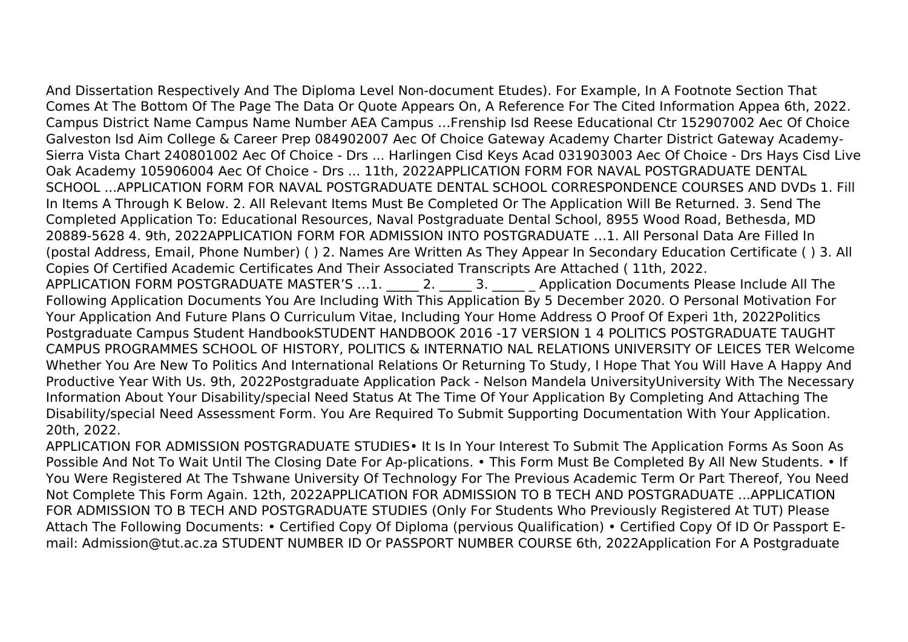And Dissertation Respectively And The Diploma Level Non-document Etudes). For Example, In A Footnote Section That Comes At The Bottom Of The Page The Data Or Quote Appears On, A Reference For The Cited Information Appea 6th, 2022.
Campus District Name Campus Name Number AEA Campus ...Frenship Isd Reese Educational Ctr 152907002 Aec Of Choice Galveston Isd Aim College & Career Prep 084902007 Aec Of Choice Gateway Academy Charter District Gateway Academy-Sierra Vista Chart 240801002 Aec Of Choice - Drs ... Harlingen Cisd Keys Acad 031903003 Aec Of Choice - Drs Hays Cisd Live Oak Academy 105906004 Aec Of Choice - Drs ... 11th, 2022APPLICATION FORM FOR NAVAL POSTGRADUATE DENTAL SCHOOL ...APPLICATION FORM FOR NAVAL POSTGRADUATE DENTAL SCHOOL CORRESPONDENCE COURSES AND DVDs 1. Fill In Items A Through K Below. 2. All Relevant Items Must Be Completed Or The Application Will Be Returned. 3. Send The Completed Application To: Educational Resources, Naval Postgraduate Dental School, 8955 Wood Road, Bethesda, MD 20889-5628 4. 9th, 2022APPLICATION FORM FOR ADMISSION INTO POSTGRADUATE ...1. All Personal Data Are Filled In (postal Address, Email, Phone Number) ( ) 2. Names Are Written As They Appear In Secondary Education Certificate ( ) 3. All Copies Of Certified Academic Certificates And Their Associated Transcripts Are Attached ( 11th, 2022.
APPLICATION FORM POSTGRADUATE MASTER'S ...1. _____ 2. _____ 3. _____ _ Application Documents Please Include All The Following Application Documents You Are Including With This Application By 5 December 2020. O Personal Motivation For Your Application And Future Plans O Curriculum Vitae, Including Your Home Address O Proof Of Experi 1th, 2022Politics Postgraduate Campus Student HandbookSTUDENT HANDBOOK 2016 -17 VERSION 1 4 POLITICS POSTGRADUATE TAUGHT CAMPUS PROGRAMMES SCHOOL OF HISTORY, POLITICS & INTERNATIO NAL RELATIONS UNIVERSITY OF LEICES TER Welcome Whether You Are New To Politics And International Relations Or Returning To Study, I Hope That You Will Have A Happy And Productive Year With Us. 9th, 2022Postgraduate Application Pack - Nelson Mandela UniversityUniversity With The Necessary Information About Your Disability/special Need Status At The Time Of Your Application By Completing And Attaching The Disability/special Need Assessment Form. You Are Required To Submit Supporting Documentation With Your Application. 20th, 2022.
APPLICATION FOR ADMISSION POSTGRADUATE STUDIES• It Is In Your Interest To Submit The Application Forms As Soon As Possible And Not To Wait Until The Closing Date For Ap-plications. • This Form Must Be Completed By All New Students. • If You Were Registered At The Tshwane University Of Technology For The Previous Academic Term Or Part Thereof, You Need Not Complete This Form Again. 12th, 2022APPLICATION FOR ADMISSION TO B TECH AND POSTGRADUATE ...APPLICATION FOR ADMISSION TO B TECH AND POSTGRADUATE STUDIES (Only For Students Who Previously Registered At TUT) Please Attach The Following Documents: • Certified Copy Of Diploma (pervious Qualification) • Certified Copy Of ID Or Passport E-mail: Admission@tut.ac.za STUDENT NUMBER ID Or PASSPORT NUMBER COURSE 6th, 2022Application For A Postgraduate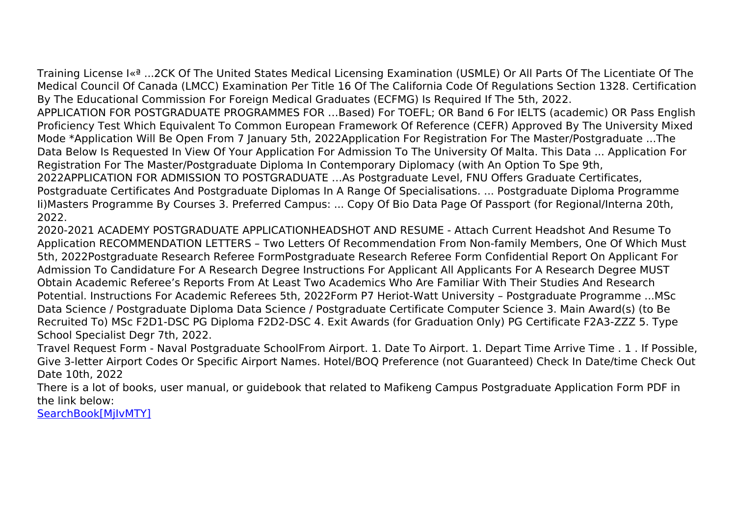Training License I«ª ...2CK Of The United States Medical Licensing Examination (USMLE) Or All Parts Of The Licentiate Of The Medical Council Of Canada (LMCC) Examination Per Title 16 Of The California Code Of Regulations Section 1328. Certification By The Educational Commission For Foreign Medical Graduates (ECFMG) Is Required If The 5th, 2022.

APPLICATION FOR POSTGRADUATE PROGRAMMES FOR ...Based) For TOEFL; OR Band 6 For IELTS (academic) OR Pass English Proficiency Test Which Equivalent To Common European Framework Of Reference (CEFR) Approved By The University Mixed Mode *Application Will Be Open From 7 January 5th, 2022Application For Registration For The Master/Postgraduate ...The Data Below Is Requested In View Of Your Application For Admission To The University Of Malta. This Data ... Application For Registration For The Master/Postgraduate Diploma In Contemporary Diplomacy (with An Option To Spe 9th, 2022APPLICATION FOR ADMISSION TO POSTGRADUATE ...As Postgraduate Level, FNU Offers Graduate Certificates, Postgraduate Certificates And Postgraduate Diplomas In A Range Of Specialisations. ... Postgraduate Diploma Programme Ii)Masters Programme By Courses 3. Preferred Campus: ... Copy Of Bio Data Page Of Passport (for Regional/Interna 20th, 2022.

2020-2021 ACADEMY POSTGRADUATE APPLICATIONHEADSHOT AND RESUME - Attach Current Headshot And Resume To Application RECOMMENDATION LETTERS – Two Letters Of Recommendation From Non-family Members, One Of Which Must 5th, 2022Postgraduate Research Referee FormPostgraduate Research Referee Form Confidential Report On Applicant For Admission To Candidature For A Research Degree Instructions For Applicant All Applicants For A Research Degree MUST Obtain Academic Referee's Reports From At Least Two Academics Who Are Familiar With Their Studies And Research Potential. Instructions For Academic Referees 5th, 2022Form P7 Heriot-Watt University – Postgraduate Programme ...MSc Data Science / Postgraduate Diploma Data Science / Postgraduate Certificate Computer Science 3. Main Award(s) (to Be Recruited To) MSc F2D1-DSC PG Diploma F2D2-DSC 4. Exit Awards (for Graduation Only) PG Certificate F2A3-ZZZ 5. Type School Specialist Degr 7th, 2022.

Travel Request Form - Naval Postgraduate SchoolFrom Airport. 1. Date To Airport. 1. Depart Time Arrive Time . 1 . If Possible, Give 3-letter Airport Codes Or Specific Airport Names. Hotel/BOQ Preference (not Guaranteed) Check In Date/time Check Out Date 10th, 2022

There is a lot of books, user manual, or guidebook that related to Mafikeng Campus Postgraduate Application Form PDF in the link below:

SearchBook[MjIvMTY]